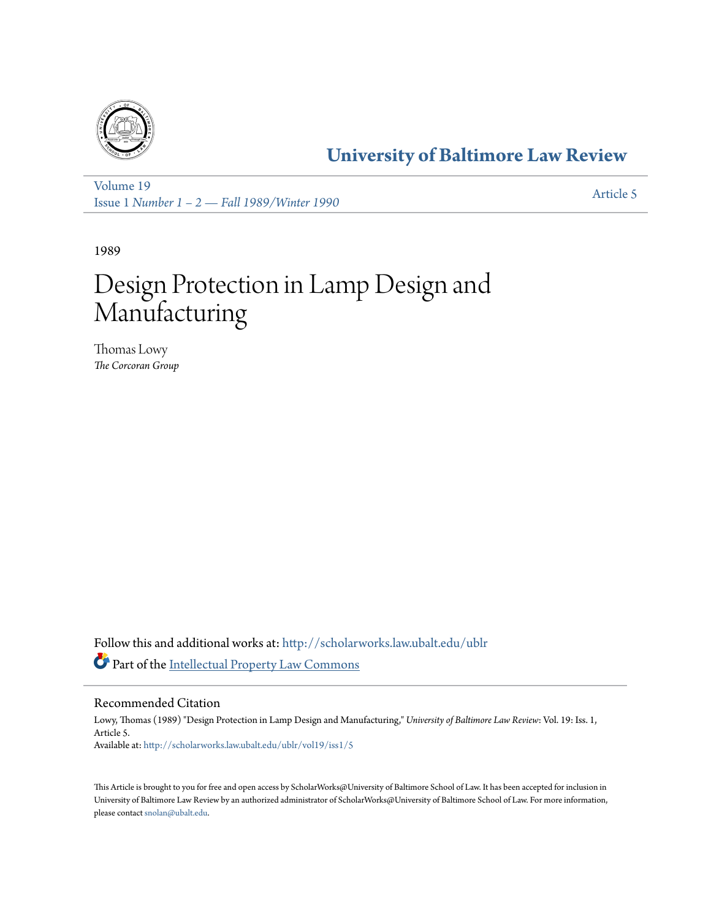# University of Baltimore Law Review

Volume 19
Issue 1 *Number 1 – 2 — Fall 1989/Winter 1990*

Article 5

1989

# Design Protection in Lamp Design and Manufacturing

Thomas Lowy
*The Corcoran Group*

Follow this and additional works at: http://scholarworks.law.ubalt.edu/ublr

Part of the Intellectual Property Law Commons

## Recommended Citation

Lowy, Thomas (1989) "Design Protection in Lamp Design and Manufacturing," *University of Baltimore Law Review*: Vol. 19: Iss. 1, Article 5.
Available at: http://scholarworks.law.ubalt.edu/ublr/vol19/iss1/5

This Article is brought to you for free and open access by ScholarWorks@University of Baltimore School of Law. It has been accepted for inclusion in University of Baltimore Law Review by an authorized administrator of ScholarWorks@University of Baltimore School of Law. For more information, please contact snolan@ubalt.edu.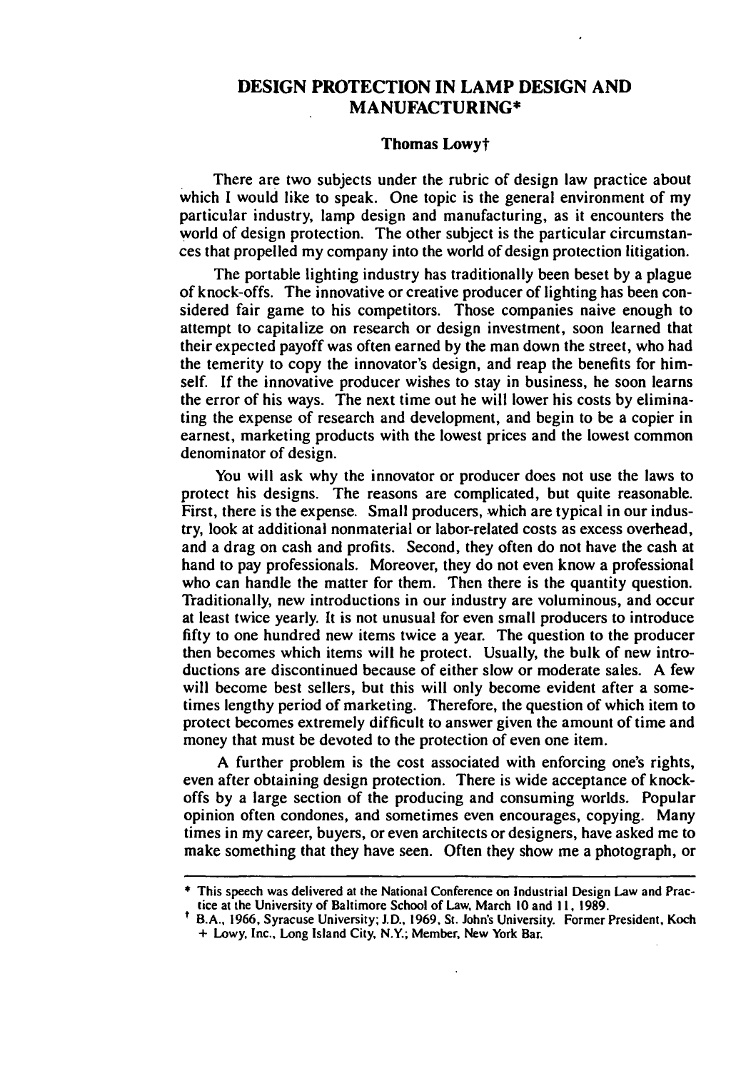# DESIGN PROTECTION IN LAMP DESIGN AND MANUFACTURING*

**Thomas Lowy†**

There are two subjects under the rubric of design law practice about which I would like to speak. One topic is the general environment of my particular industry, lamp design and manufacturing, as it encounters the world of design protection. The other subject is the particular circumstances that propelled my company into the world of design protection litigation.

The portable lighting industry has traditionally been beset by a plague of knock-offs. The innovative or creative producer of lighting has been considered fair game to his competitors. Those companies naive enough to attempt to capitalize on research or design investment, soon learned that their expected payoff was often earned by the man down the street, who had the temerity to copy the innovator's design, and reap the benefits for himself. If the innovative producer wishes to stay in business, he soon learns the error of his ways. The next time out he will lower his costs by eliminating the expense of research and development, and begin to be a copier in earnest, marketing products with the lowest prices and the lowest common denominator of design.

You will ask why the innovator or producer does not use the laws to protect his designs. The reasons are complicated, but quite reasonable. First, there is the expense. Small producers, which are typical in our industry, look at additional nonmaterial or labor-related costs as excess overhead, and a drag on cash and profits. Second, they often do not have the cash at hand to pay professionals. Moreover, they do not even know a professional who can handle the matter for them. Then there is the quantity question. Traditionally, new introductions in our industry are voluminous, and occur at least twice yearly. It is not unusual for even small producers to introduce fifty to one hundred new items twice a year. The question to the producer then becomes which items will he protect. Usually, the bulk of new introductions are discontinued because of either slow or moderate sales. A few will become best sellers, but this will only become evident after a sometimes lengthy period of marketing. Therefore, the question of which item to protect becomes extremely difficult to answer given the amount of time and money that must be devoted to the protection of even one item.

A further problem is the cost associated with enforcing one's rights, even after obtaining design protection. There is wide acceptance of knock-offs by a large section of the producing and consuming worlds. Popular opinion often condones, and sometimes even encourages, copying. Many times in my career, buyers, or even architects or designers, have asked me to make something that they have seen. Often they show me a photograph, or

---

\* This speech was delivered at the National Conference on Industrial Design Law and Practice at the University of Baltimore School of Law, March 10 and 11, 1989.

† B.A., 1966, Syracuse University; J.D., 1969, St. John's University. Former President, Koch + Lowy, Inc., Long Island City, N.Y.; Member, New York Bar.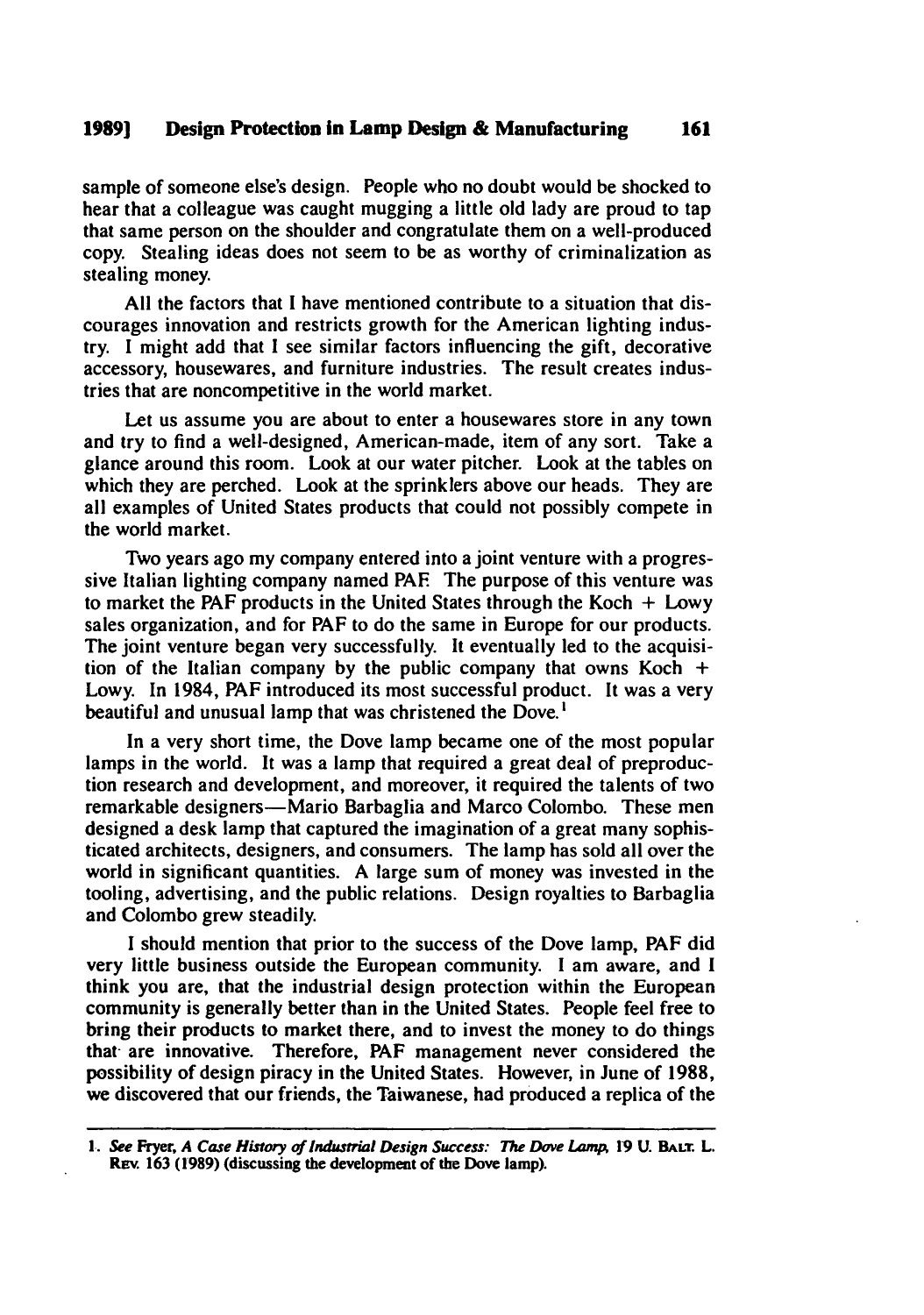sample of someone else's design. People who no doubt would be shocked to hear that a colleague was caught mugging a little old lady are proud to tap that same person on the shoulder and congratulate them on a well-produced copy. Stealing ideas does not seem to be as worthy of criminalization as stealing money.

All the factors that I have mentioned contribute to a situation that discourages innovation and restricts growth for the American lighting industry. I might add that I see similar factors influencing the gift, decorative accessory, housewares, and furniture industries. The result creates industries that are noncompetitive in the world market.

Let us assume you are about to enter a housewares store in any town and try to find a well-designed, American-made, item of any sort. Take a glance around this room. Look at our water pitcher. Look at the tables on which they are perched. Look at the sprinklers above our heads. They are all examples of United States products that could not possibly compete in the world market.

Two years ago my company entered into a joint venture with a progressive Italian lighting company named PAF. The purpose of this venture was to market the PAF products in the United States through the Koch + Lowy sales organization, and for PAF to do the same in Europe for our products. The joint venture began very successfully. It eventually led to the acquisition of the Italian company by the public company that owns Koch + Lowy. In 1984, PAF introduced its most successful product. It was a very beautiful and unusual lamp that was christened the Dove.[1]

In a very short time, the Dove lamp became one of the most popular lamps in the world. It was a lamp that required a great deal of preproduction research and development, and moreover, it required the talents of two remarkable designers—Mario Barbaglia and Marco Colombo. These men designed a desk lamp that captured the imagination of a great many sophisticated architects, designers, and consumers. The lamp has sold all over the world in significant quantities. A large sum of money was invested in the tooling, advertising, and the public relations. Design royalties to Barbaglia and Colombo grew steadily.

I should mention that prior to the success of the Dove lamp, PAF did very little business outside the European community. I am aware, and I think you are, that the industrial design protection within the European community is generally better than in the United States. People feel free to bring their products to market there, and to invest the money to do things that are innovative. Therefore, PAF management never considered the possibility of design piracy in the United States. However, in June of 1988, we discovered that our friends, the Taiwanese, had produced a replica of the

---

1. *See* Fryer, *A Case History of Industrial Design Success: The Dove Lamp*, 19 U. BALT. L. REV. 163 (1989) (discussing the development of the Dove lamp).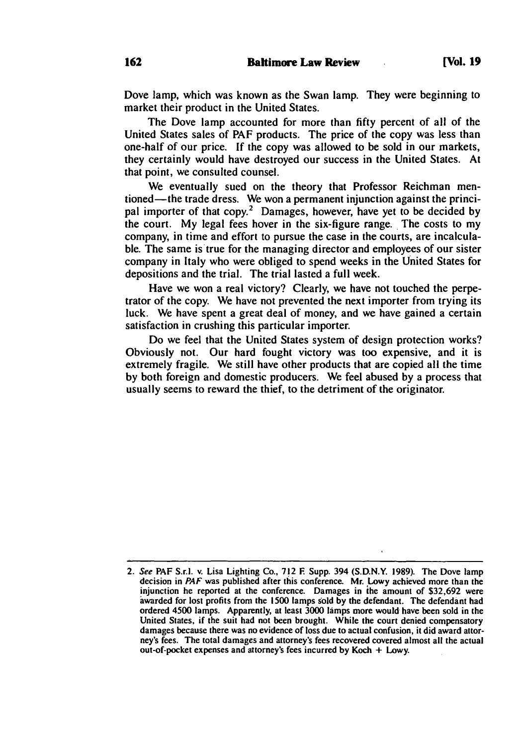Dove lamp, which was known as the Swan lamp. They were beginning to market their product in the United States.

The Dove lamp accounted for more than fifty percent of all of the United States sales of PAF products. The price of the copy was less than one-half of our price. If the copy was allowed to be sold in our markets, they certainly would have destroyed our success in the United States. At that point, we consulted counsel.

We eventually sued on the theory that Professor Reichman mentioned—the trade dress. We won a permanent injunction against the principal importer of that copy.[2] Damages, however, have yet to be decided by the court. My legal fees hover in the six-figure range. The costs to my company, in time and effort to pursue the case in the courts, are incalculable. The same is true for the managing director and employees of our sister company in Italy who were obliged to spend weeks in the United States for depositions and the trial. The trial lasted a full week.

Have we won a real victory? Clearly, we have not touched the perpetrator of the copy. We have not prevented the next importer from trying its luck. We have spent a great deal of money, and we have gained a certain satisfaction in crushing this particular importer.

Do we feel that the United States system of design protection works? Obviously not. Our hard fought victory was too expensive, and it is extremely fragile. We still have other products that are copied all the time by both foreign and domestic producers. We feel abused by a process that usually seems to reward the thief, to the detriment of the originator.

---

2. *See* PAF S.r.l. v. Lisa Lighting Co., 712 F. Supp. 394 (S.D.N.Y. 1989). The Dove lamp decision in *PAF* was published after this conference. Mr. Lowy achieved more than the injunction he reported at the conference. Damages in the amount of $32,692 were awarded for lost profits from the 1500 lamps sold by the defendant. The defendant had ordered 4500 lamps. Apparently, at least 3000 lamps more would have been sold in the United States, if the suit had not been brought. While the court denied compensatory damages because there was no evidence of loss due to actual confusion, it did award attorney's fees. The total damages and attorney's fees recovered covered almost all the actual out-of-pocket expenses and attorney's fees incurred by Koch + Lowy.